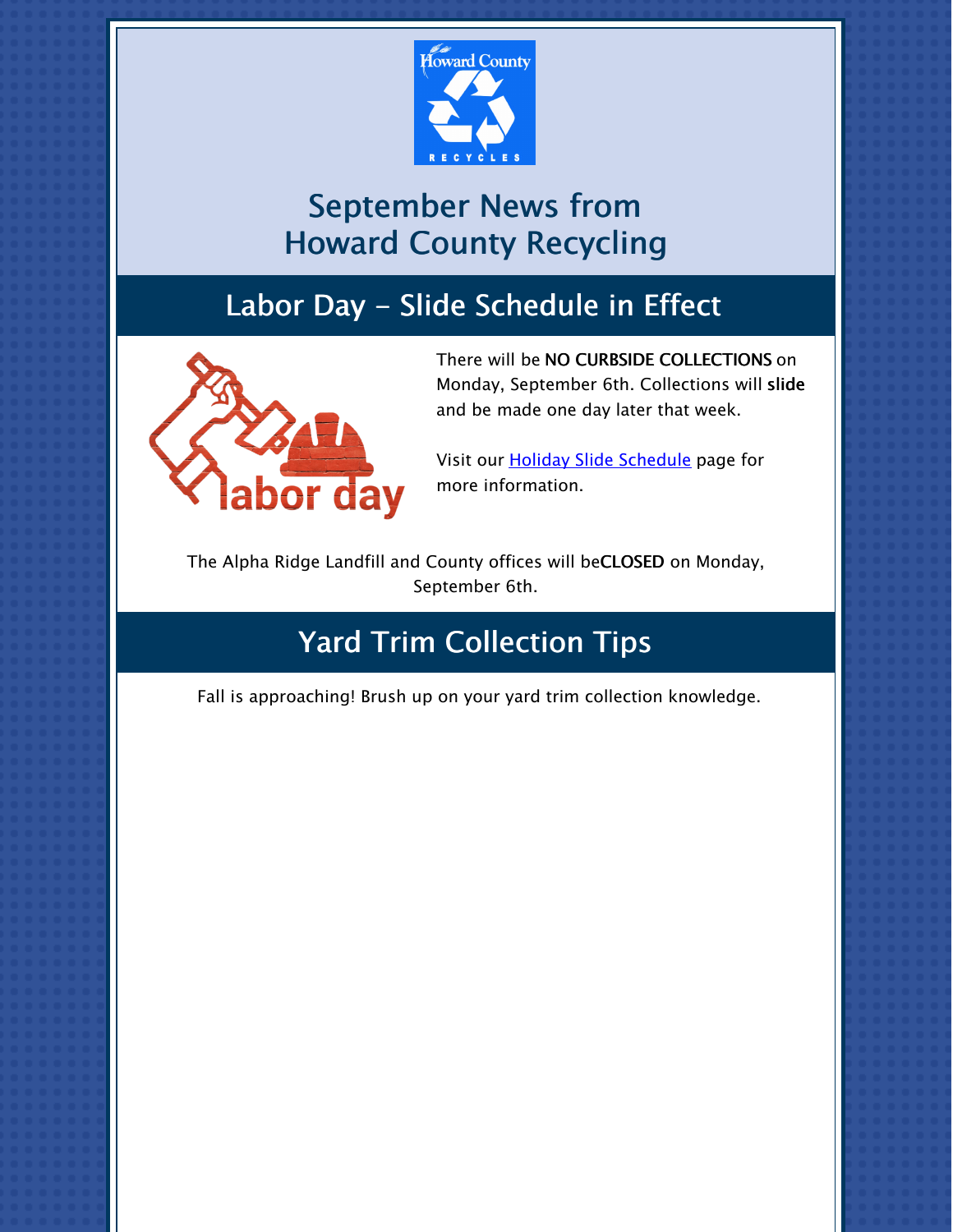# September News from Howard County Recycling

## Labor Day - Slide Schedule in Effect

There will be **NO CURBSIDE COLLECTIONS** on Monday, September 6th. Collections will **slide** and be made one day later that week.

Visit our Holiday Slide Schedule page for more information.

The Alpha Ridge Landfill and County offices will be**CLOSED** on Monday, September 6th.

## Yard Trim Collection Tips

Fall is approaching! Brush up on your yard trim collection knowledge.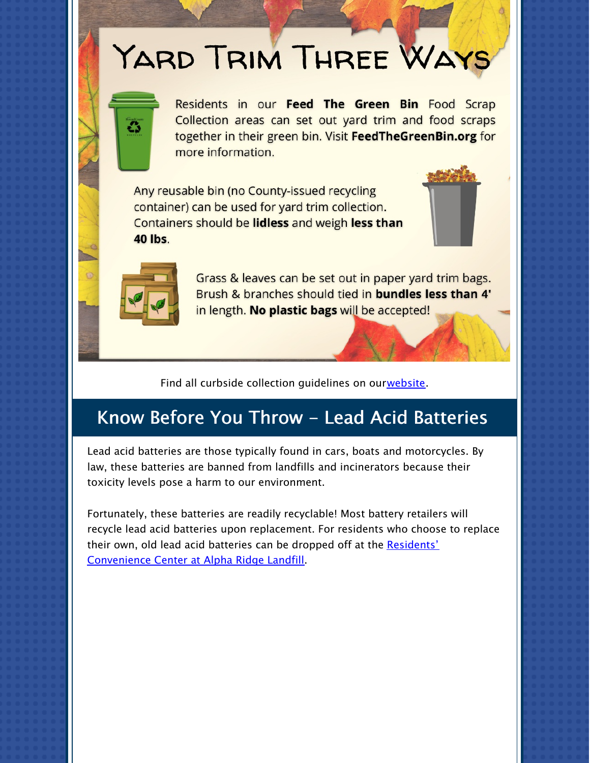# Yard Trim Three Ways

Residents in our **Feed The Green Bin** Food Scrap Collection areas can set out yard trim and food scraps together in their green bin. Visit **FeedTheGreenBin.org** for more information.

Any reusable bin (no County-issued recycling container) can be used for yard trim collection. Containers should be **lidless** and weigh **less than 40 lbs**.

Grass & leaves can be set out in paper yard trim bags. Brush & branches should tied in **bundles less than 4'** in length. **No plastic bags** will be accepted!

Find all curbside collection guidelines on ourwebsite.

## Know Before You Throw - Lead Acid Batteries

Lead acid batteries are those typically found in cars, boats and motorcycles. By law, these batteries are banned from landfills and incinerators because their toxicity levels pose a harm to our environment.

Fortunately, these batteries are readily recyclable! Most battery retailers will recycle lead acid batteries upon replacement. For residents who choose to replace their own, old lead acid batteries can be dropped off at the Residents' Convenience Center at Alpha Ridge Landfill.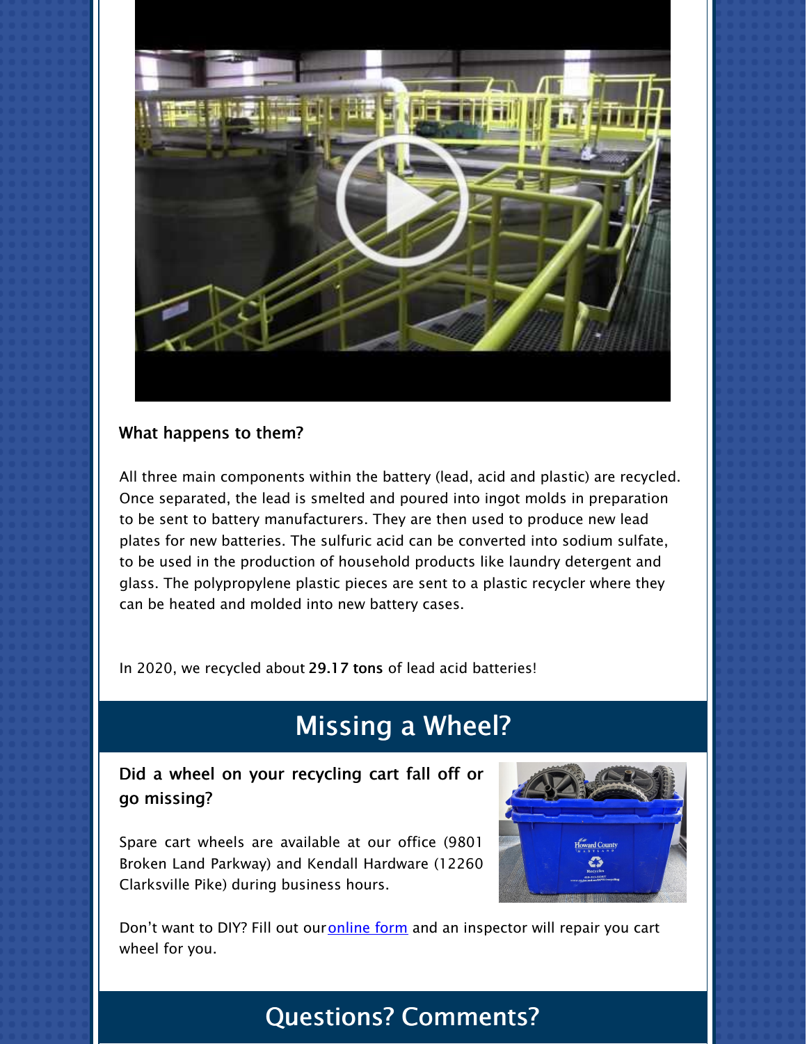**What happens to them?**

All three main components within the battery (lead, acid and plastic) are recycled. Once separated, the lead is smelted and poured into ingot molds in preparation to be sent to battery manufacturers. They are then used to produce new lead plates for new batteries. The sulfuric acid can be converted into sodium sulfate, to be used in the production of household products like laundry detergent and glass. The polypropylene plastic pieces are sent to a plastic recycler where they can be heated and molded into new battery cases.

In 2020, we recycled about **29.17 tons** of lead acid batteries!

## Missing a Wheel?

**Did a wheel on your recycling cart fall off or go missing?**

Spare cart wheels are available at our office (9801 Broken Land Parkway) and Kendall Hardware (12260 Clarksville Pike) during business hours.

Don't want to DIY? Fill out our online form and an inspector will repair you cart wheel for you.

## Questions? Comments?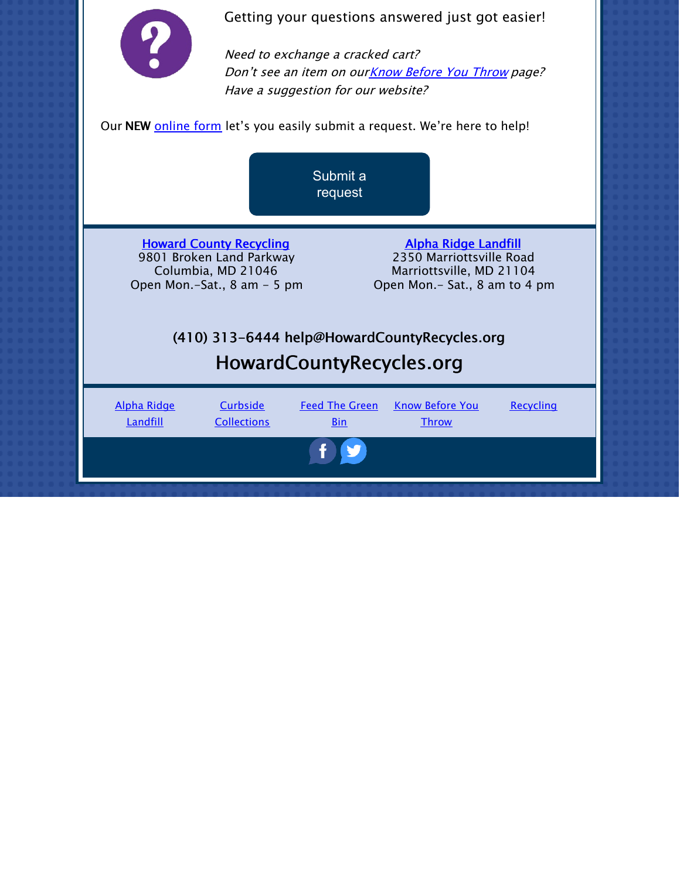Getting your questions answered just got easier!

*Need to exchange a cracked cart?*
*Don't see an item on our Know Before You Throw page?*
*Have a suggestion for our website?*

Our **NEW** online form let's you easily submit a request. We're here to help!

Submit a request

**Howard County Recycling**
9801 Broken Land Parkway
Columbia, MD 21046
Open Mon.-Sat., 8 am - 5 pm

**Alpha Ridge Landfill**
2350 Marriottsville Road
Marriottsville, MD 21104
Open Mon.- Sat., 8 am to 4 pm

(410) 313-6444 help@HowardCountyRecycles.org

HowardCountyRecycles.org

Alpha Ridge Landfill | Curbside Collections | Feed The Green Bin | Know Before You Throw | Recycling